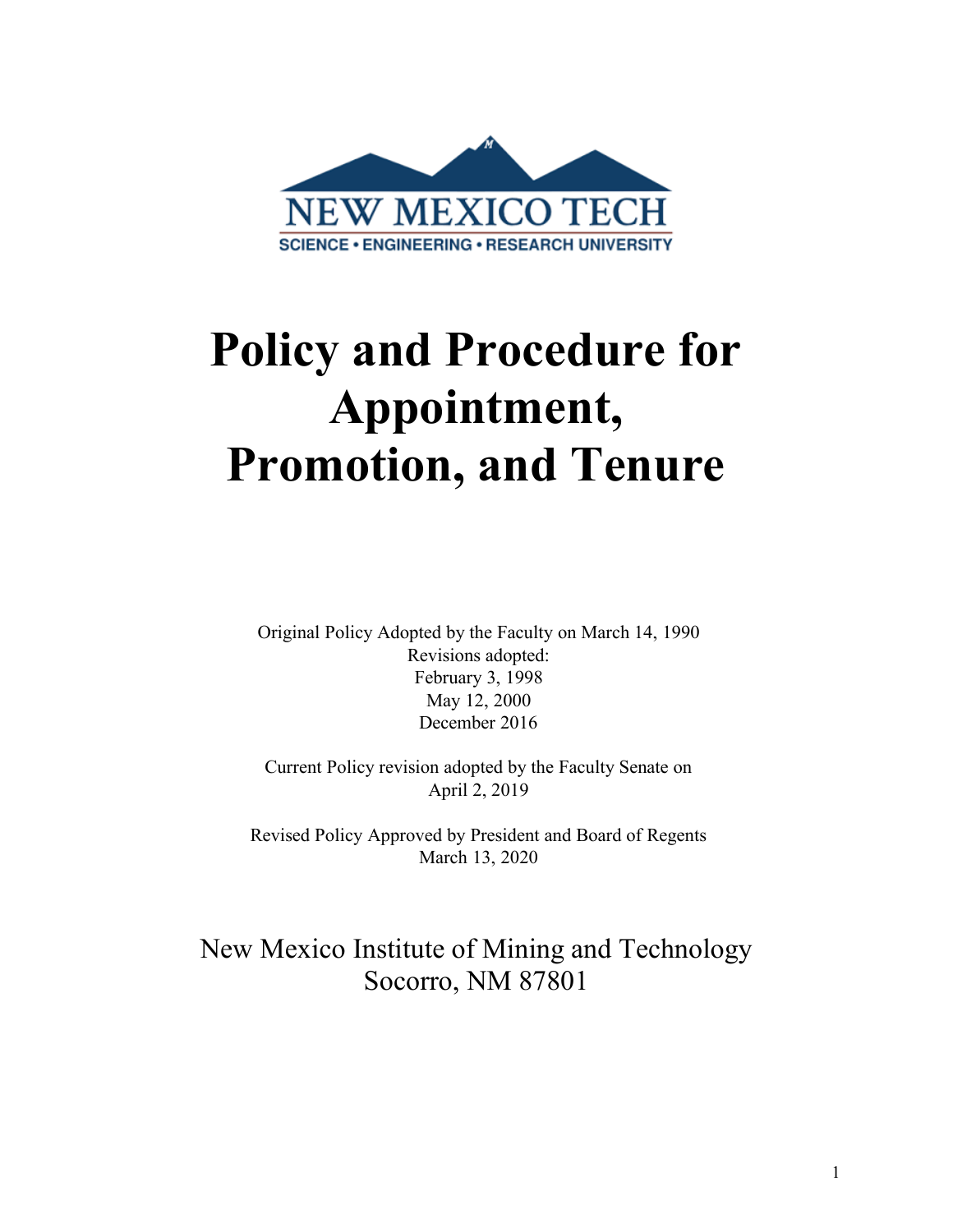NEW MEXICO TECH

SCIENCE • ENGINEERING • RESEARCH UNIVERSITY

# Policy and Procedure for Appointment, Promotion, and Tenure

Original Policy Adopted by the Faculty on March 14, 1990
Revisions adopted:
February 3, 1998
May 12, 2000
December 2016

Current Policy revision adopted by the Faculty Senate on
April 2, 2019

Revised Policy Approved by President and Board of Regents
March 13, 2020

New Mexico Institute of Mining and Technology
Socorro, NM 87801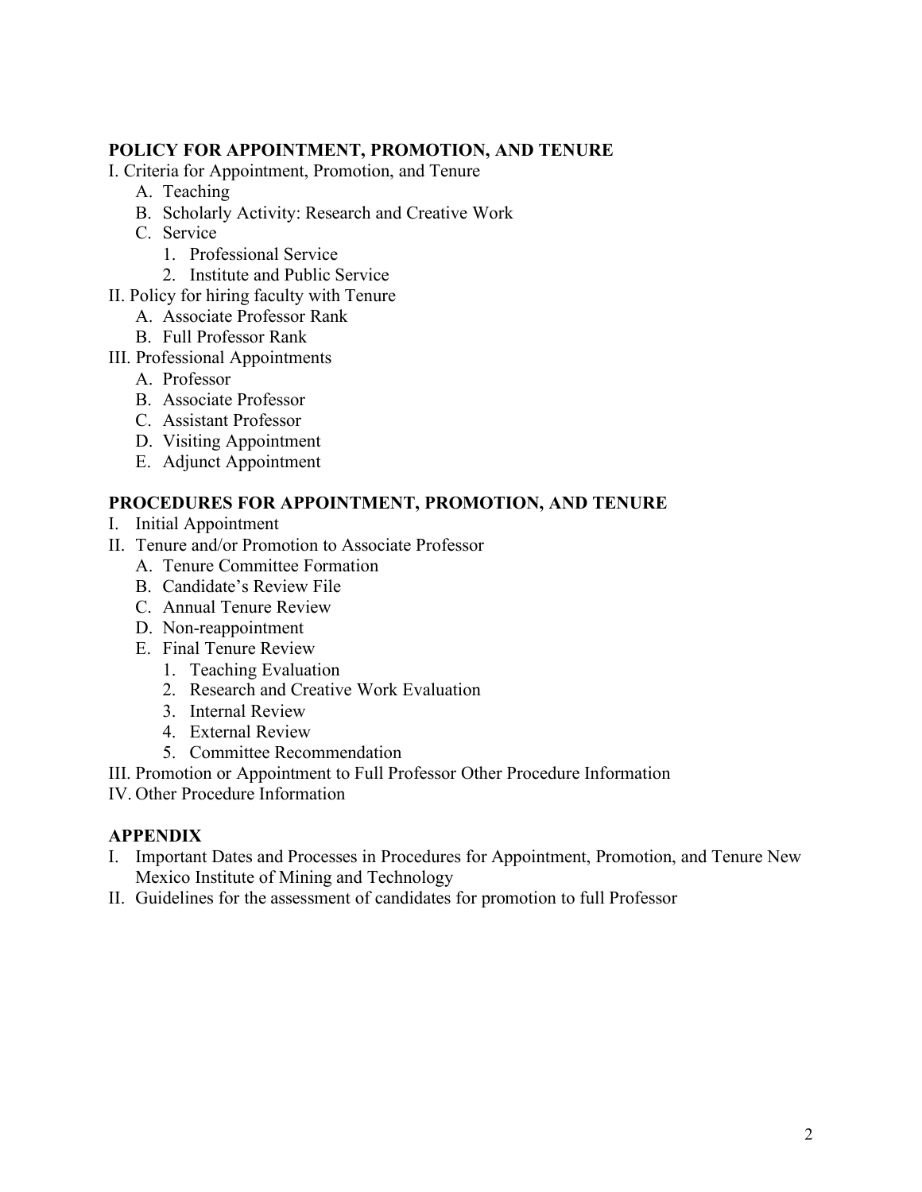**POLICY FOR APPOINTMENT, PROMOTION, AND TENURE**

I. Criteria for Appointment, Promotion, and Tenure
  - A. Teaching
  - B. Scholarly Activity: Research and Creative Work
  - C. Service
    1. Professional Service
    2. Institute and Public Service

II. Policy for hiring faculty with Tenure
  - A. Associate Professor Rank
  - B. Full Professor Rank

III. Professional Appointments
  - A. Professor
  - B. Associate Professor
  - C. Assistant Professor
  - D. Visiting Appointment
  - E. Adjunct Appointment

**PROCEDURES FOR APPOINTMENT, PROMOTION, AND TENURE**

I. Initial Appointment

II. Tenure and/or Promotion to Associate Professor
  - A. Tenure Committee Formation
  - B. Candidate's Review File
  - C. Annual Tenure Review
  - D. Non-reappointment
  - E. Final Tenure Review
    1. Teaching Evaluation
    2. Research and Creative Work Evaluation
    3. Internal Review
    4. External Review
    5. Committee Recommendation

III. Promotion or Appointment to Full Professor Other Procedure Information

IV. Other Procedure Information

**APPENDIX**

I. Important Dates and Processes in Procedures for Appointment, Promotion, and Tenure New Mexico Institute of Mining and Technology

II. Guidelines for the assessment of candidates for promotion to full Professor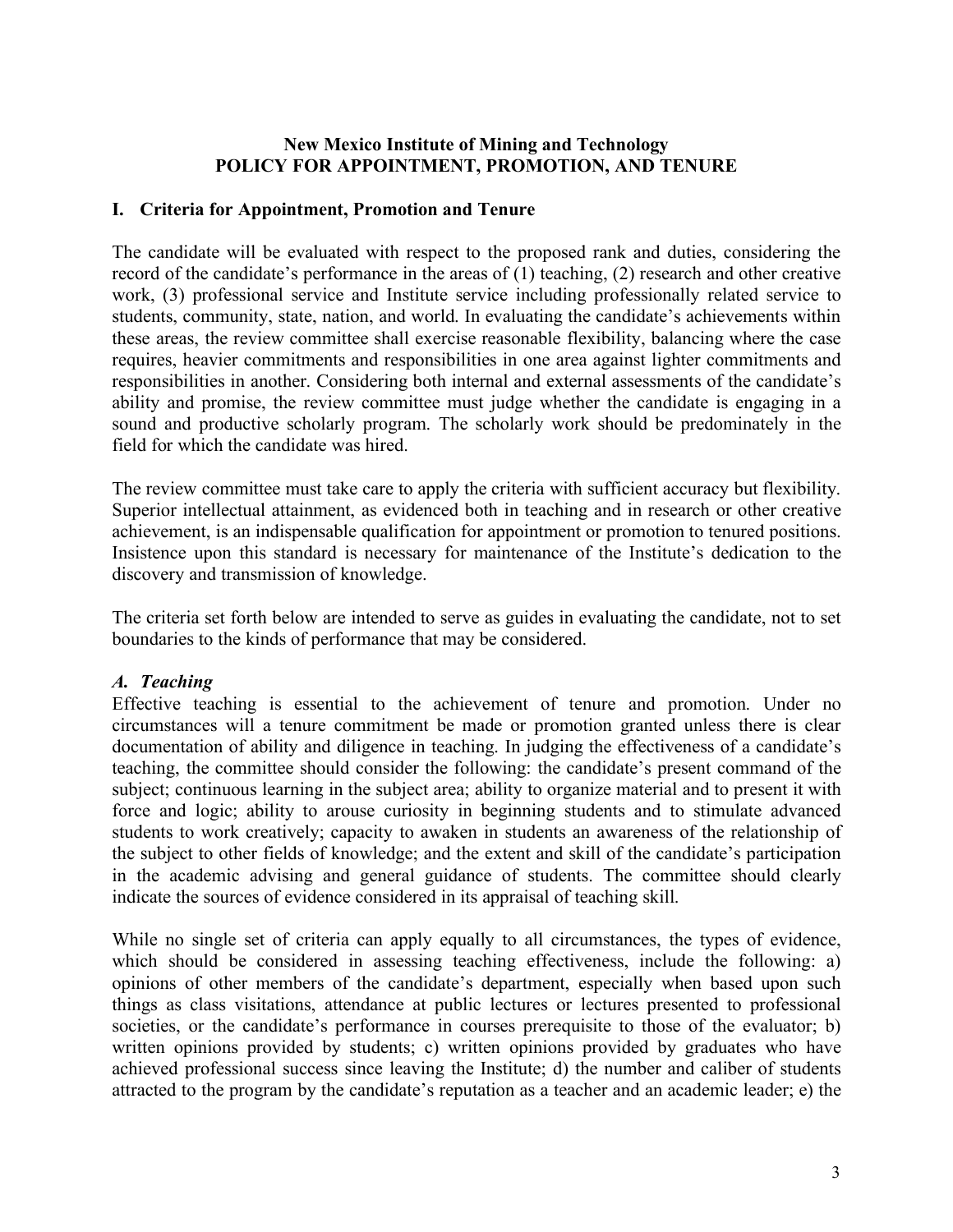**New Mexico Institute of Mining and Technology**
**POLICY FOR APPOINTMENT, PROMOTION, AND TENURE**

## I. Criteria for Appointment, Promotion and Tenure

The candidate will be evaluated with respect to the proposed rank and duties, considering the record of the candidate's performance in the areas of (1) teaching, (2) research and other creative work, (3) professional service and Institute service including professionally related service to students, community, state, nation, and world. In evaluating the candidate's achievements within these areas, the review committee shall exercise reasonable flexibility, balancing where the case requires, heavier commitments and responsibilities in one area against lighter commitments and responsibilities in another. Considering both internal and external assessments of the candidate's ability and promise, the review committee must judge whether the candidate is engaging in a sound and productive scholarly program. The scholarly work should be predominately in the field for which the candidate was hired.

The review committee must take care to apply the criteria with sufficient accuracy but flexibility. Superior intellectual attainment, as evidenced both in teaching and in research or other creative achievement, is an indispensable qualification for appointment or promotion to tenured positions. Insistence upon this standard is necessary for maintenance of the Institute's dedication to the discovery and transmission of knowledge.

The criteria set forth below are intended to serve as guides in evaluating the candidate, not to set boundaries to the kinds of performance that may be considered.

### *A. Teaching*

Effective teaching is essential to the achievement of tenure and promotion. Under no circumstances will a tenure commitment be made or promotion granted unless there is clear documentation of ability and diligence in teaching. In judging the effectiveness of a candidate's teaching, the committee should consider the following: the candidate's present command of the subject; continuous learning in the subject area; ability to organize material and to present it with force and logic; ability to arouse curiosity in beginning students and to stimulate advanced students to work creatively; capacity to awaken in students an awareness of the relationship of the subject to other fields of knowledge; and the extent and skill of the candidate's participation in the academic advising and general guidance of students. The committee should clearly indicate the sources of evidence considered in its appraisal of teaching skill.

While no single set of criteria can apply equally to all circumstances, the types of evidence, which should be considered in assessing teaching effectiveness, include the following: a) opinions of other members of the candidate's department, especially when based upon such things as class visitations, attendance at public lectures or lectures presented to professional societies, or the candidate's performance in courses prerequisite to those of the evaluator; b) written opinions provided by students; c) written opinions provided by graduates who have achieved professional success since leaving the Institute; d) the number and caliber of students attracted to the program by the candidate's reputation as a teacher and an academic leader; e) the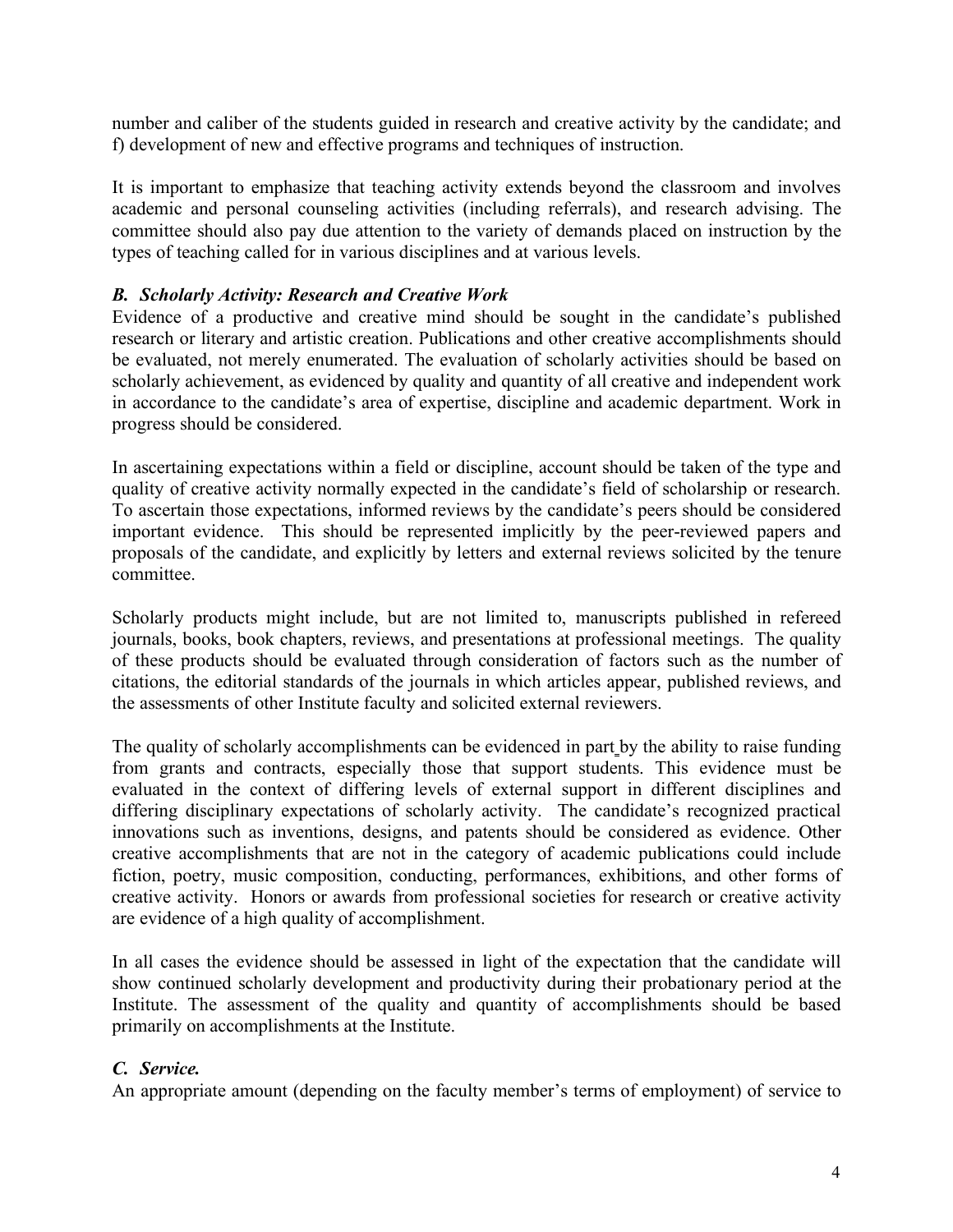number and caliber of the students guided in research and creative activity by the candidate; and f) development of new and effective programs and techniques of instruction.

It is important to emphasize that teaching activity extends beyond the classroom and involves academic and personal counseling activities (including referrals), and research advising. The committee should also pay due attention to the variety of demands placed on instruction by the types of teaching called for in various disciplines and at various levels.

### *B. Scholarly Activity: Research and Creative Work*

Evidence of a productive and creative mind should be sought in the candidate's published research or literary and artistic creation. Publications and other creative accomplishments should be evaluated, not merely enumerated. The evaluation of scholarly activities should be based on scholarly achievement, as evidenced by quality and quantity of all creative and independent work in accordance to the candidate's area of expertise, discipline and academic department. Work in progress should be considered.

In ascertaining expectations within a field or discipline, account should be taken of the type and quality of creative activity normally expected in the candidate's field of scholarship or research. To ascertain those expectations, informed reviews by the candidate's peers should be considered important evidence. This should be represented implicitly by the peer-reviewed papers and proposals of the candidate, and explicitly by letters and external reviews solicited by the tenure committee.

Scholarly products might include, but are not limited to, manuscripts published in refereed journals, books, book chapters, reviews, and presentations at professional meetings. The quality of these products should be evaluated through consideration of factors such as the number of citations, the editorial standards of the journals in which articles appear, published reviews, and the assessments of other Institute faculty and solicited external reviewers.

The quality of scholarly accomplishments can be evidenced in part by the ability to raise funding from grants and contracts, especially those that support students. This evidence must be evaluated in the context of differing levels of external support in different disciplines and differing disciplinary expectations of scholarly activity. The candidate's recognized practical innovations such as inventions, designs, and patents should be considered as evidence. Other creative accomplishments that are not in the category of academic publications could include fiction, poetry, music composition, conducting, performances, exhibitions, and other forms of creative activity. Honors or awards from professional societies for research or creative activity are evidence of a high quality of accomplishment.

In all cases the evidence should be assessed in light of the expectation that the candidate will show continued scholarly development and productivity during their probationary period at the Institute. The assessment of the quality and quantity of accomplishments should be based primarily on accomplishments at the Institute.

### *C. Service.*

An appropriate amount (depending on the faculty member's terms of employment) of service to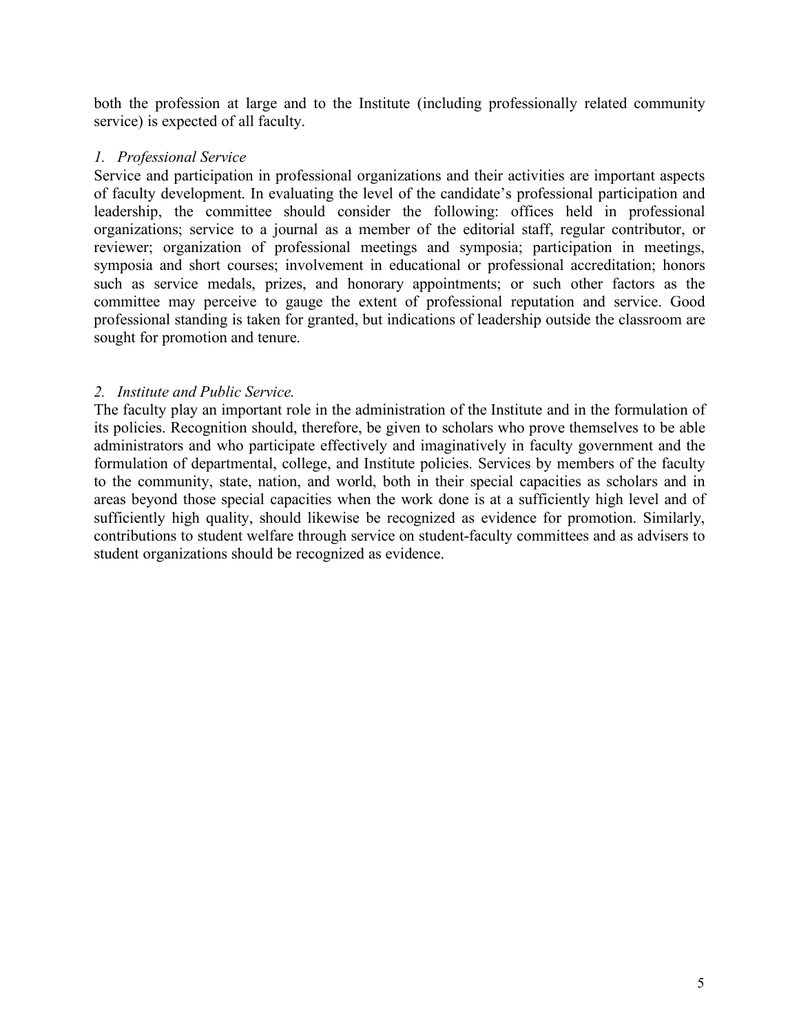both the profession at large and to the Institute (including professionally related community service) is expected of all faculty.

### *1. Professional Service*

Service and participation in professional organizations and their activities are important aspects of faculty development. In evaluating the level of the candidate's professional participation and leadership, the committee should consider the following: offices held in professional organizations; service to a journal as a member of the editorial staff, regular contributor, or reviewer; organization of professional meetings and symposia; participation in meetings, symposia and short courses; involvement in educational or professional accreditation; honors such as service medals, prizes, and honorary appointments; or such other factors as the committee may perceive to gauge the extent of professional reputation and service. Good professional standing is taken for granted, but indications of leadership outside the classroom are sought for promotion and tenure.

### *2. Institute and Public Service.*

The faculty play an important role in the administration of the Institute and in the formulation of its policies. Recognition should, therefore, be given to scholars who prove themselves to be able administrators and who participate effectively and imaginatively in faculty government and the formulation of departmental, college, and Institute policies. Services by members of the faculty to the community, state, nation, and world, both in their special capacities as scholars and in areas beyond those special capacities when the work done is at a sufficiently high level and of sufficiently high quality, should likewise be recognized as evidence for promotion. Similarly, contributions to student welfare through service on student-faculty committees and as advisers to student organizations should be recognized as evidence.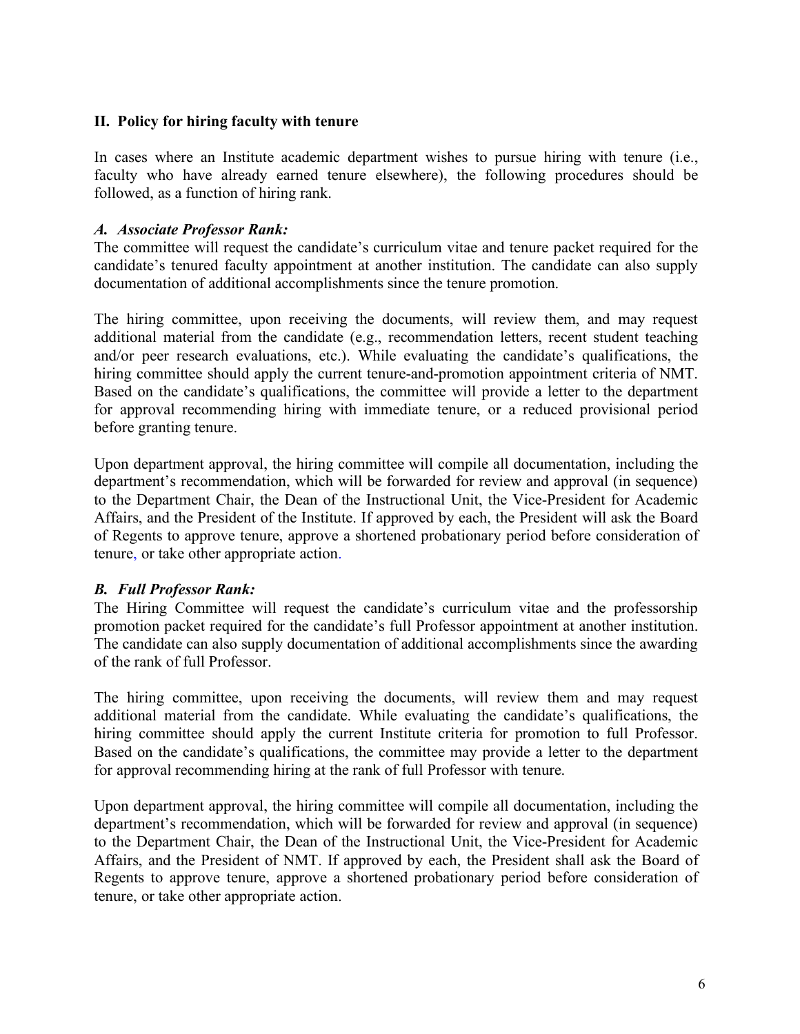## II. Policy for hiring faculty with tenure

In cases where an Institute academic department wishes to pursue hiring with tenure (i.e., faculty who have already earned tenure elsewhere), the following procedures should be followed, as a function of hiring rank.

### *A. Associate Professor Rank:*

The committee will request the candidate's curriculum vitae and tenure packet required for the candidate's tenured faculty appointment at another institution. The candidate can also supply documentation of additional accomplishments since the tenure promotion.

The hiring committee, upon receiving the documents, will review them, and may request additional material from the candidate (e.g., recommendation letters, recent student teaching and/or peer research evaluations, etc.). While evaluating the candidate's qualifications, the hiring committee should apply the current tenure-and-promotion appointment criteria of NMT. Based on the candidate's qualifications, the committee will provide a letter to the department for approval recommending hiring with immediate tenure, or a reduced provisional period before granting tenure.

Upon department approval, the hiring committee will compile all documentation, including the department's recommendation, which will be forwarded for review and approval (in sequence) to the Department Chair, the Dean of the Instructional Unit, the Vice-President for Academic Affairs, and the President of the Institute. If approved by each, the President will ask the Board of Regents to approve tenure, approve a shortened probationary period before consideration of tenure, or take other appropriate action.

### *B. Full Professor Rank:*

The Hiring Committee will request the candidate's curriculum vitae and the professorship promotion packet required for the candidate's full Professor appointment at another institution. The candidate can also supply documentation of additional accomplishments since the awarding of the rank of full Professor.

The hiring committee, upon receiving the documents, will review them and may request additional material from the candidate. While evaluating the candidate's qualifications, the hiring committee should apply the current Institute criteria for promotion to full Professor. Based on the candidate's qualifications, the committee may provide a letter to the department for approval recommending hiring at the rank of full Professor with tenure.

Upon department approval, the hiring committee will compile all documentation, including the department's recommendation, which will be forwarded for review and approval (in sequence) to the Department Chair, the Dean of the Instructional Unit, the Vice-President for Academic Affairs, and the President of NMT. If approved by each, the President shall ask the Board of Regents to approve tenure, approve a shortened probationary period before consideration of tenure, or take other appropriate action.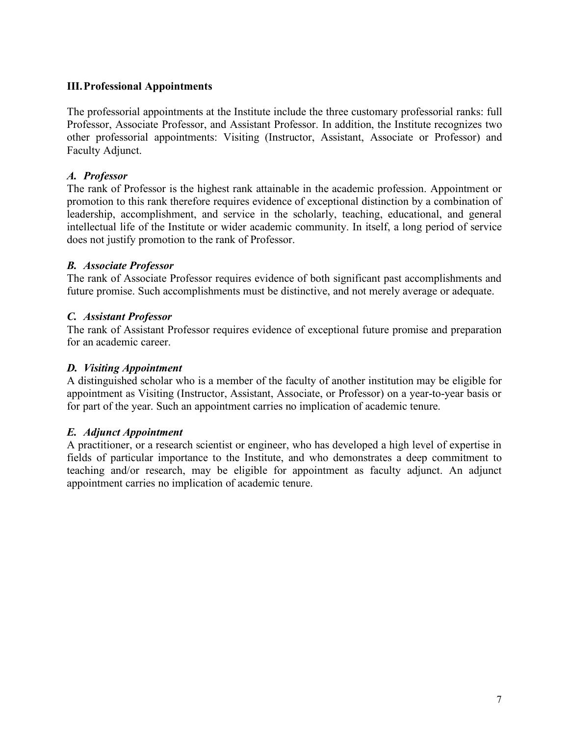## III. Professional Appointments

The professorial appointments at the Institute include the three customary professorial ranks: full Professor, Associate Professor, and Assistant Professor. In addition, the Institute recognizes two other professorial appointments: Visiting (Instructor, Assistant, Associate or Professor) and Faculty Adjunct.

### *A. Professor*

The rank of Professor is the highest rank attainable in the academic profession. Appointment or promotion to this rank therefore requires evidence of exceptional distinction by a combination of leadership, accomplishment, and service in the scholarly, teaching, educational, and general intellectual life of the Institute or wider academic community. In itself, a long period of service does not justify promotion to the rank of Professor.

### *B. Associate Professor*

The rank of Associate Professor requires evidence of both significant past accomplishments and future promise. Such accomplishments must be distinctive, and not merely average or adequate.

### *C. Assistant Professor*

The rank of Assistant Professor requires evidence of exceptional future promise and preparation for an academic career.

### *D. Visiting Appointment*

A distinguished scholar who is a member of the faculty of another institution may be eligible for appointment as Visiting (Instructor, Assistant, Associate, or Professor) on a year-to-year basis or for part of the year. Such an appointment carries no implication of academic tenure.

### *E. Adjunct Appointment*

A practitioner, or a research scientist or engineer, who has developed a high level of expertise in fields of particular importance to the Institute, and who demonstrates a deep commitment to teaching and/or research, may be eligible for appointment as faculty adjunct. An adjunct appointment carries no implication of academic tenure.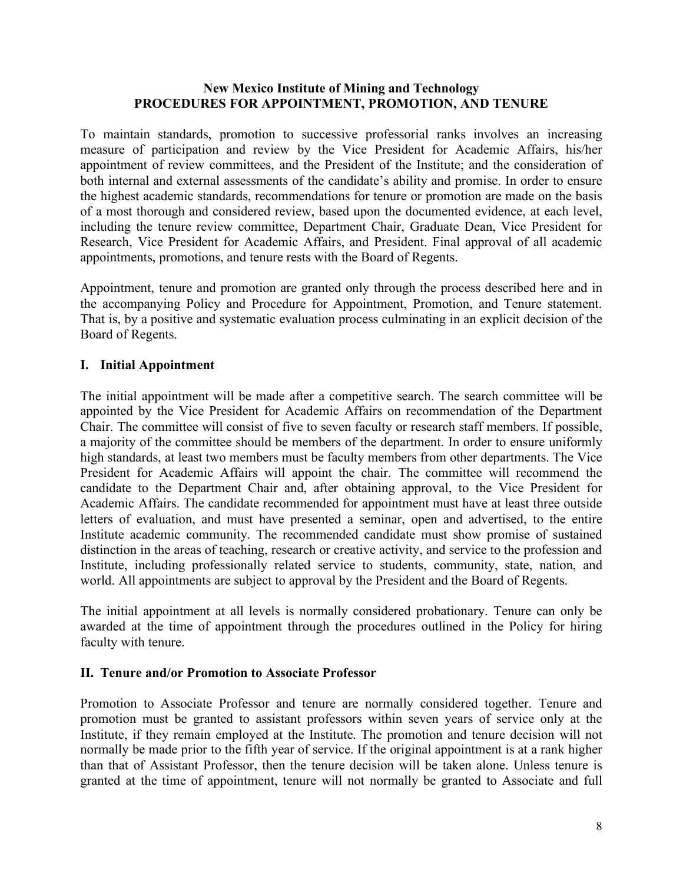**New Mexico Institute of Mining and Technology**
**PROCEDURES FOR APPOINTMENT, PROMOTION, AND TENURE**

To maintain standards, promotion to successive professorial ranks involves an increasing measure of participation and review by the Vice President for Academic Affairs, his/her appointment of review committees, and the President of the Institute; and the consideration of both internal and external assessments of the candidate's ability and promise. In order to ensure the highest academic standards, recommendations for tenure or promotion are made on the basis of a most thorough and considered review, based upon the documented evidence, at each level, including the tenure review committee, Department Chair, Graduate Dean, Vice President for Research, Vice President for Academic Affairs, and President. Final approval of all academic appointments, promotions, and tenure rests with the Board of Regents.

Appointment, tenure and promotion are granted only through the process described here and in the accompanying Policy and Procedure for Appointment, Promotion, and Tenure statement. That is, by a positive and systematic evaluation process culminating in an explicit decision of the Board of Regents.

## I. Initial Appointment

The initial appointment will be made after a competitive search. The search committee will be appointed by the Vice President for Academic Affairs on recommendation of the Department Chair. The committee will consist of five to seven faculty or research staff members. If possible, a majority of the committee should be members of the department. In order to ensure uniformly high standards, at least two members must be faculty members from other departments. The Vice President for Academic Affairs will appoint the chair. The committee will recommend the candidate to the Department Chair and, after obtaining approval, to the Vice President for Academic Affairs. The candidate recommended for appointment must have at least three outside letters of evaluation, and must have presented a seminar, open and advertised, to the entire Institute academic community. The recommended candidate must show promise of sustained distinction in the areas of teaching, research or creative activity, and service to the profession and Institute, including professionally related service to students, community, state, nation, and world. All appointments are subject to approval by the President and the Board of Regents.

The initial appointment at all levels is normally considered probationary. Tenure can only be awarded at the time of appointment through the procedures outlined in the Policy for hiring faculty with tenure.

## II. Tenure and/or Promotion to Associate Professor

Promotion to Associate Professor and tenure are normally considered together. Tenure and promotion must be granted to assistant professors within seven years of service only at the Institute, if they remain employed at the Institute. The promotion and tenure decision will not normally be made prior to the fifth year of service. If the original appointment is at a rank higher than that of Assistant Professor, then the tenure decision will be taken alone. Unless tenure is granted at the time of appointment, tenure will not normally be granted to Associate and full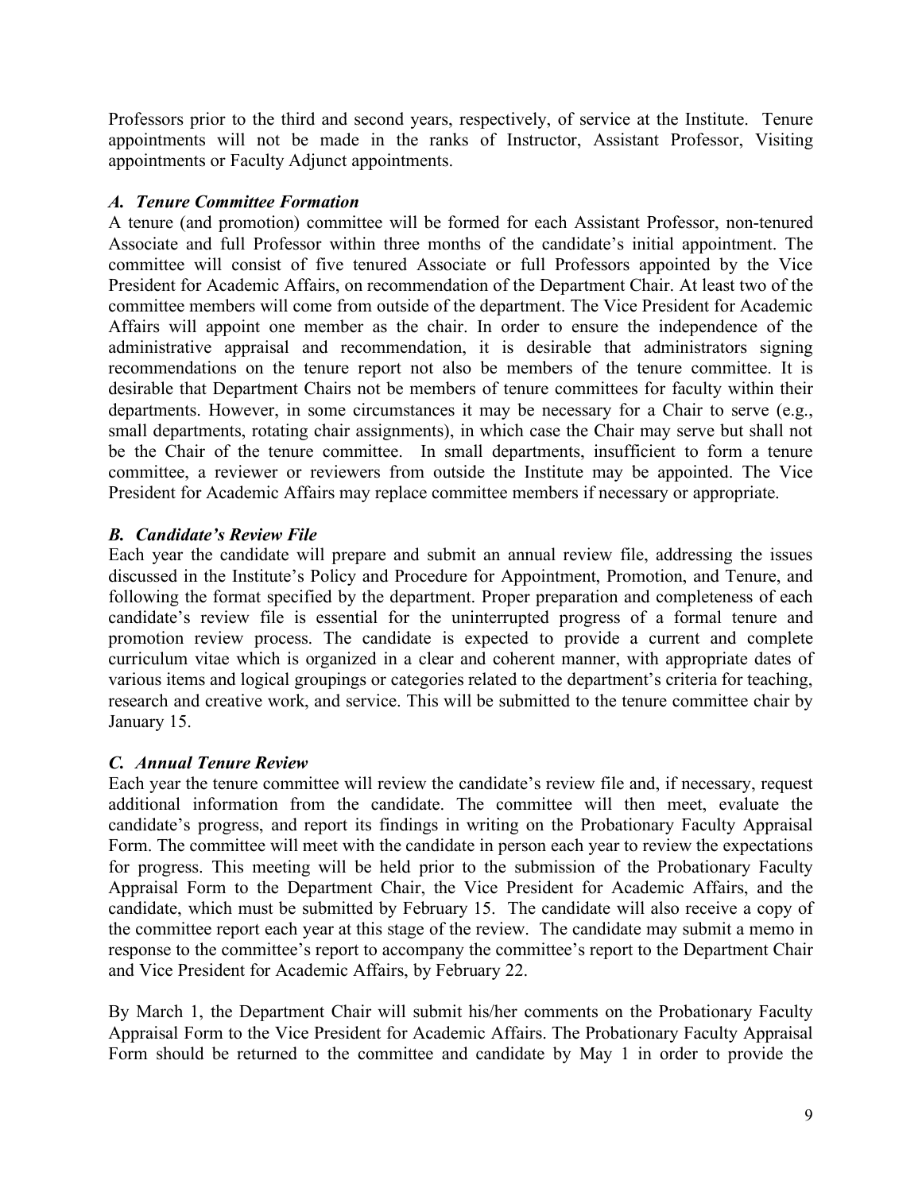Professors prior to the third and second years, respectively, of service at the Institute. Tenure appointments will not be made in the ranks of Instructor, Assistant Professor, Visiting appointments or Faculty Adjunct appointments.

### *A. Tenure Committee Formation*

A tenure (and promotion) committee will be formed for each Assistant Professor, non-tenured Associate and full Professor within three months of the candidate's initial appointment. The committee will consist of five tenured Associate or full Professors appointed by the Vice President for Academic Affairs, on recommendation of the Department Chair. At least two of the committee members will come from outside of the department. The Vice President for Academic Affairs will appoint one member as the chair. In order to ensure the independence of the administrative appraisal and recommendation, it is desirable that administrators signing recommendations on the tenure report not also be members of the tenure committee. It is desirable that Department Chairs not be members of tenure committees for faculty within their departments. However, in some circumstances it may be necessary for a Chair to serve (e.g., small departments, rotating chair assignments), in which case the Chair may serve but shall not be the Chair of the tenure committee. In small departments, insufficient to form a tenure committee, a reviewer or reviewers from outside the Institute may be appointed. The Vice President for Academic Affairs may replace committee members if necessary or appropriate.

### *B. Candidate's Review File*

Each year the candidate will prepare and submit an annual review file, addressing the issues discussed in the Institute's Policy and Procedure for Appointment, Promotion, and Tenure, and following the format specified by the department. Proper preparation and completeness of each candidate's review file is essential for the uninterrupted progress of a formal tenure and promotion review process. The candidate is expected to provide a current and complete curriculum vitae which is organized in a clear and coherent manner, with appropriate dates of various items and logical groupings or categories related to the department's criteria for teaching, research and creative work, and service. This will be submitted to the tenure committee chair by January 15.

### *C. Annual Tenure Review*

Each year the tenure committee will review the candidate's review file and, if necessary, request additional information from the candidate. The committee will then meet, evaluate the candidate's progress, and report its findings in writing on the Probationary Faculty Appraisal Form. The committee will meet with the candidate in person each year to review the expectations for progress. This meeting will be held prior to the submission of the Probationary Faculty Appraisal Form to the Department Chair, the Vice President for Academic Affairs, and the candidate, which must be submitted by February 15. The candidate will also receive a copy of the committee report each year at this stage of the review. The candidate may submit a memo in response to the committee's report to accompany the committee's report to the Department Chair and Vice President for Academic Affairs, by February 22.

By March 1, the Department Chair will submit his/her comments on the Probationary Faculty Appraisal Form to the Vice President for Academic Affairs. The Probationary Faculty Appraisal Form should be returned to the committee and candidate by May 1 in order to provide the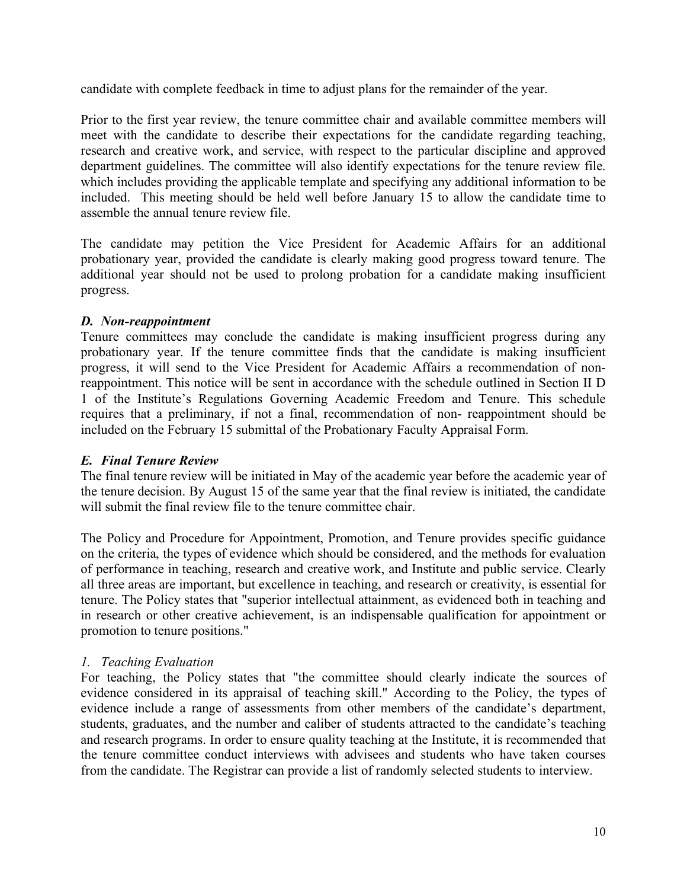candidate with complete feedback in time to adjust plans for the remainder of the year.

Prior to the first year review, the tenure committee chair and available committee members will meet with the candidate to describe their expectations for the candidate regarding teaching, research and creative work, and service, with respect to the particular discipline and approved department guidelines. The committee will also identify expectations for the tenure review file. which includes providing the applicable template and specifying any additional information to be included. This meeting should be held well before January 15 to allow the candidate time to assemble the annual tenure review file.

The candidate may petition the Vice President for Academic Affairs for an additional probationary year, provided the candidate is clearly making good progress toward tenure. The additional year should not be used to prolong probation for a candidate making insufficient progress.

### *D. Non-reappointment*

Tenure committees may conclude the candidate is making insufficient progress during any probationary year. If the tenure committee finds that the candidate is making insufficient progress, it will send to the Vice President for Academic Affairs a recommendation of non-reappointment. This notice will be sent in accordance with the schedule outlined in Section II D 1 of the Institute's Regulations Governing Academic Freedom and Tenure. This schedule requires that a preliminary, if not a final, recommendation of non- reappointment should be included on the February 15 submittal of the Probationary Faculty Appraisal Form.

### *E. Final Tenure Review*

The final tenure review will be initiated in May of the academic year before the academic year of the tenure decision. By August 15 of the same year that the final review is initiated, the candidate will submit the final review file to the tenure committee chair.

The Policy and Procedure for Appointment, Promotion, and Tenure provides specific guidance on the criteria, the types of evidence which should be considered, and the methods for evaluation of performance in teaching, research and creative work, and Institute and public service. Clearly all three areas are important, but excellence in teaching, and research or creativity, is essential for tenure. The Policy states that "superior intellectual attainment, as evidenced both in teaching and in research or other creative achievement, is an indispensable qualification for appointment or promotion to tenure positions."

#### *1. Teaching Evaluation*

For teaching, the Policy states that "the committee should clearly indicate the sources of evidence considered in its appraisal of teaching skill." According to the Policy, the types of evidence include a range of assessments from other members of the candidate's department, students, graduates, and the number and caliber of students attracted to the candidate's teaching and research programs. In order to ensure quality teaching at the Institute, it is recommended that the tenure committee conduct interviews with advisees and students who have taken courses from the candidate. The Registrar can provide a list of randomly selected students to interview.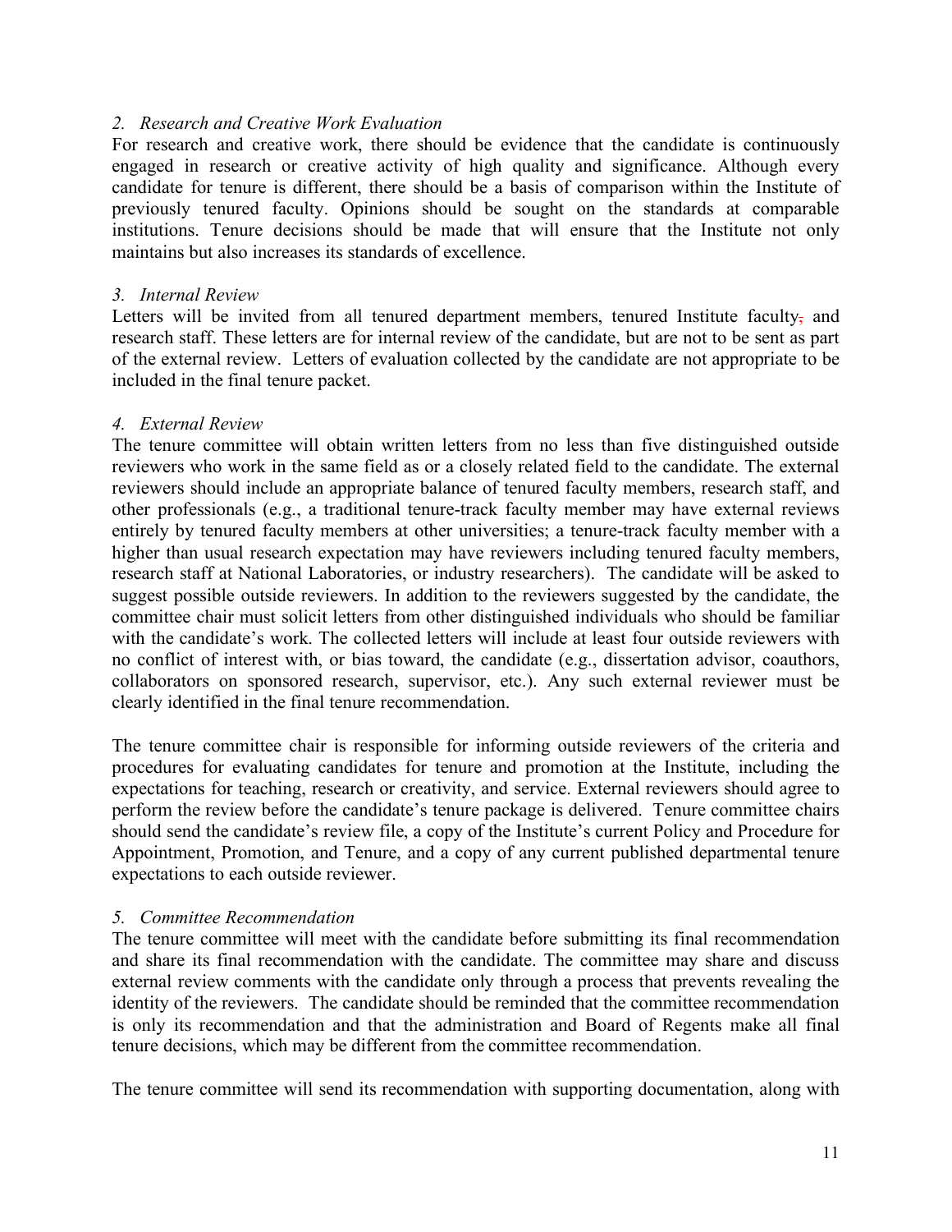*2. Research and Creative Work Evaluation*

For research and creative work, there should be evidence that the candidate is continuously engaged in research or creative activity of high quality and significance. Although every candidate for tenure is different, there should be a basis of comparison within the Institute of previously tenured faculty. Opinions should be sought on the standards at comparable institutions. Tenure decisions should be made that will ensure that the Institute not only maintains but also increases its standards of excellence.

*3. Internal Review*

Letters will be invited from all tenured department members, tenured Institute faculty, and research staff. These letters are for internal review of the candidate, but are not to be sent as part of the external review. Letters of evaluation collected by the candidate are not appropriate to be included in the final tenure packet.

*4. External Review*

The tenure committee will obtain written letters from no less than five distinguished outside reviewers who work in the same field as or a closely related field to the candidate. The external reviewers should include an appropriate balance of tenured faculty members, research staff, and other professionals (e.g., a traditional tenure-track faculty member may have external reviews entirely by tenured faculty members at other universities; a tenure-track faculty member with a higher than usual research expectation may have reviewers including tenured faculty members, research staff at National Laboratories, or industry researchers). The candidate will be asked to suggest possible outside reviewers. In addition to the reviewers suggested by the candidate, the committee chair must solicit letters from other distinguished individuals who should be familiar with the candidate's work. The collected letters will include at least four outside reviewers with no conflict of interest with, or bias toward, the candidate (e.g., dissertation advisor, coauthors, collaborators on sponsored research, supervisor, etc.). Any such external reviewer must be clearly identified in the final tenure recommendation.

The tenure committee chair is responsible for informing outside reviewers of the criteria and procedures for evaluating candidates for tenure and promotion at the Institute, including the expectations for teaching, research or creativity, and service. External reviewers should agree to perform the review before the candidate's tenure package is delivered. Tenure committee chairs should send the candidate's review file, a copy of the Institute's current Policy and Procedure for Appointment, Promotion, and Tenure, and a copy of any current published departmental tenure expectations to each outside reviewer.

*5. Committee Recommendation*

The tenure committee will meet with the candidate before submitting its final recommendation and share its final recommendation with the candidate. The committee may share and discuss external review comments with the candidate only through a process that prevents revealing the identity of the reviewers. The candidate should be reminded that the committee recommendation is only its recommendation and that the administration and Board of Regents make all final tenure decisions, which may be different from the committee recommendation.

The tenure committee will send its recommendation with supporting documentation, along with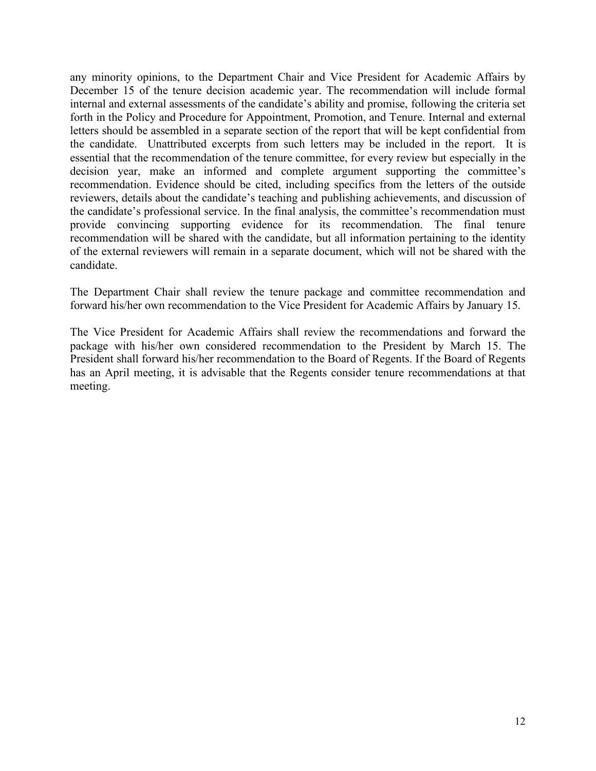any minority opinions, to the Department Chair and Vice President for Academic Affairs by December 15 of the tenure decision academic year. The recommendation will include formal internal and external assessments of the candidate's ability and promise, following the criteria set forth in the Policy and Procedure for Appointment, Promotion, and Tenure. Internal and external letters should be assembled in a separate section of the report that will be kept confidential from the candidate. Unattributed excerpts from such letters may be included in the report. It is essential that the recommendation of the tenure committee, for every review but especially in the decision year, make an informed and complete argument supporting the committee's recommendation. Evidence should be cited, including specifics from the letters of the outside reviewers, details about the candidate's teaching and publishing achievements, and discussion of the candidate's professional service. In the final analysis, the committee's recommendation must provide convincing supporting evidence for its recommendation. The final tenure recommendation will be shared with the candidate, but all information pertaining to the identity of the external reviewers will remain in a separate document, which will not be shared with the candidate.

The Department Chair shall review the tenure package and committee recommendation and forward his/her own recommendation to the Vice President for Academic Affairs by January 15.

The Vice President for Academic Affairs shall review the recommendations and forward the package with his/her own considered recommendation to the President by March 15. The President shall forward his/her recommendation to the Board of Regents. If the Board of Regents has an April meeting, it is advisable that the Regents consider tenure recommendations at that meeting.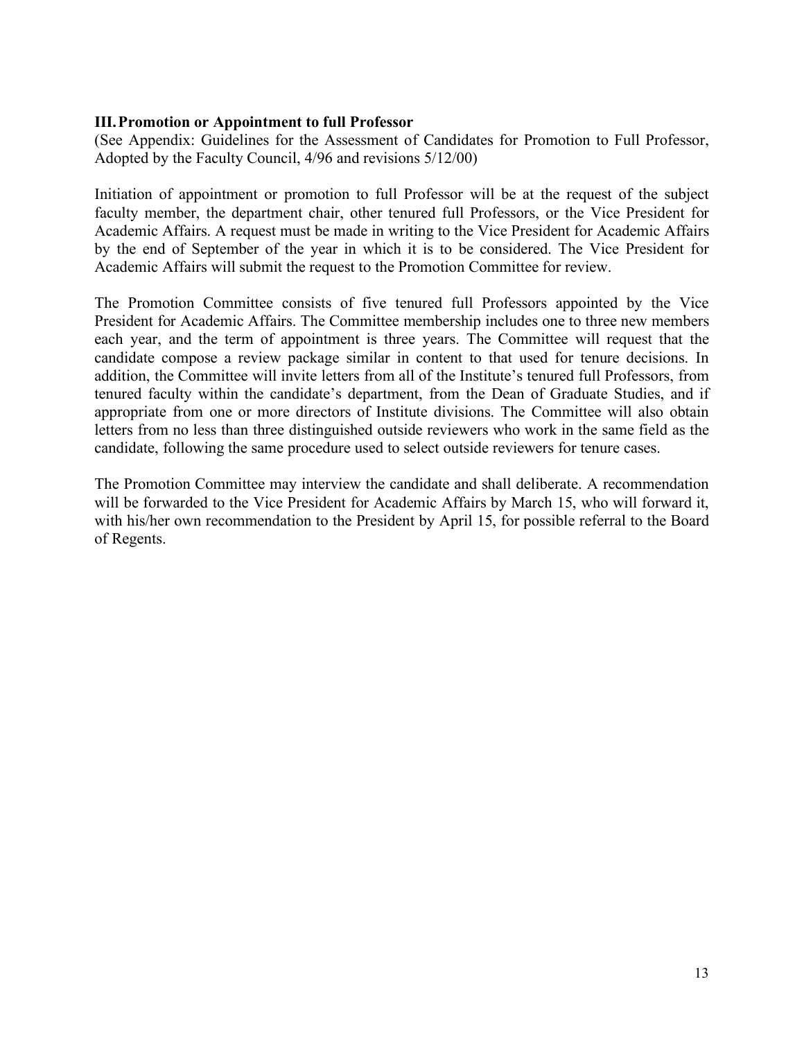### III. Promotion or Appointment to full Professor

(See Appendix: Guidelines for the Assessment of Candidates for Promotion to Full Professor, Adopted by the Faculty Council, 4/96 and revisions 5/12/00)

Initiation of appointment or promotion to full Professor will be at the request of the subject faculty member, the department chair, other tenured full Professors, or the Vice President for Academic Affairs. A request must be made in writing to the Vice President for Academic Affairs by the end of September of the year in which it is to be considered. The Vice President for Academic Affairs will submit the request to the Promotion Committee for review.

The Promotion Committee consists of five tenured full Professors appointed by the Vice President for Academic Affairs. The Committee membership includes one to three new members each year, and the term of appointment is three years. The Committee will request that the candidate compose a review package similar in content to that used for tenure decisions. In addition, the Committee will invite letters from all of the Institute's tenured full Professors, from tenured faculty within the candidate's department, from the Dean of Graduate Studies, and if appropriate from one or more directors of Institute divisions. The Committee will also obtain letters from no less than three distinguished outside reviewers who work in the same field as the candidate, following the same procedure used to select outside reviewers for tenure cases.

The Promotion Committee may interview the candidate and shall deliberate. A recommendation will be forwarded to the Vice President for Academic Affairs by March 15, who will forward it, with his/her own recommendation to the President by April 15, for possible referral to the Board of Regents.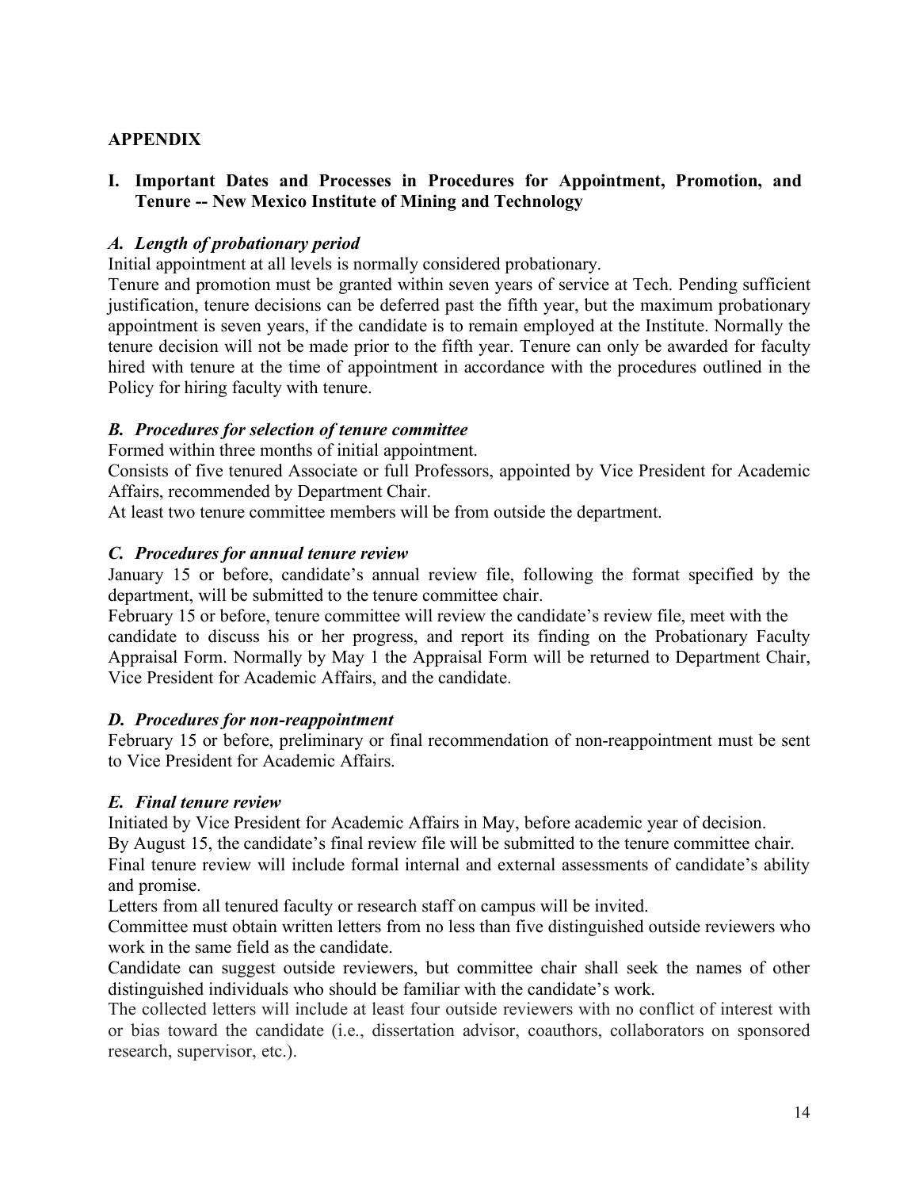## APPENDIX

### I. Important Dates and Processes in Procedures for Appointment, Promotion, and Tenure -- New Mexico Institute of Mining and Technology

#### *A. Length of probationary period*

Initial appointment at all levels is normally considered probationary.

Tenure and promotion must be granted within seven years of service at Tech. Pending sufficient justification, tenure decisions can be deferred past the fifth year, but the maximum probationary appointment is seven years, if the candidate is to remain employed at the Institute. Normally the tenure decision will not be made prior to the fifth year. Tenure can only be awarded for faculty hired with tenure at the time of appointment in accordance with the procedures outlined in the Policy for hiring faculty with tenure.

#### *B. Procedures for selection of tenure committee*

Formed within three months of initial appointment.

Consists of five tenured Associate or full Professors, appointed by Vice President for Academic Affairs, recommended by Department Chair.

At least two tenure committee members will be from outside the department.

#### *C. Procedures for annual tenure review*

January 15 or before, candidate's annual review file, following the format specified by the department, will be submitted to the tenure committee chair.

February 15 or before, tenure committee will review the candidate's review file, meet with the candidate to discuss his or her progress, and report its finding on the Probationary Faculty Appraisal Form. Normally by May 1 the Appraisal Form will be returned to Department Chair, Vice President for Academic Affairs, and the candidate.

#### *D. Procedures for non-reappointment*

February 15 or before, preliminary or final recommendation of non-reappointment must be sent to Vice President for Academic Affairs.

#### *E. Final tenure review*

Initiated by Vice President for Academic Affairs in May, before academic year of decision.

By August 15, the candidate's final review file will be submitted to the tenure committee chair.

Final tenure review will include formal internal and external assessments of candidate's ability and promise.

Letters from all tenured faculty or research staff on campus will be invited.

Committee must obtain written letters from no less than five distinguished outside reviewers who work in the same field as the candidate.

Candidate can suggest outside reviewers, but committee chair shall seek the names of other distinguished individuals who should be familiar with the candidate's work.

The collected letters will include at least four outside reviewers with no conflict of interest with or bias toward the candidate (i.e., dissertation advisor, coauthors, collaborators on sponsored research, supervisor, etc.).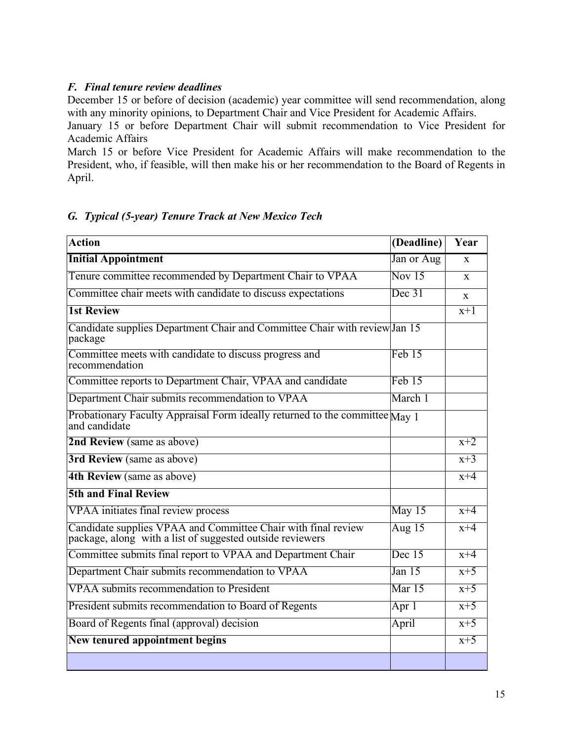### *F. Final tenure review deadlines*

December 15 or before of decision (academic) year committee will send recommendation, along with any minority opinions, to Department Chair and Vice President for Academic Affairs.
January 15 or before Department Chair will submit recommendation to Vice President for Academic Affairs
March 15 or before Vice President for Academic Affairs will make recommendation to the President, who, if feasible, will then make his or her recommendation to the Board of Regents in April.

### *G. Typical (5-year) Tenure Track at New Mexico Tech*

| Action | (Deadline) | Year |
|---|---|---|
| **Initial Appointment** | Jan or Aug | x |
| Tenure committee recommended by Department Chair to VPAA | Nov 15 | x |
| Committee chair meets with candidate to discuss expectations | Dec 31 | x |
| **1st Review** | | x+1 |
| Candidate supplies Department Chair and Committee Chair with review package | Jan 15 | |
| Committee meets with candidate to discuss progress and recommendation | Feb 15 | |
| Committee reports to Department Chair, VPAA and candidate | Feb 15 | |
| Department Chair submits recommendation to VPAA | March 1 | |
| Probationary Faculty Appraisal Form ideally returned to the committee and candidate | May 1 | |
| **2nd Review** (same as above) | | x+2 |
| **3rd Review** (same as above) | | x+3 |
| **4th Review** (same as above) | | x+4 |
| **5th and Final Review** | | |
| VPAA initiates final review process | May 15 | x+4 |
| Candidate supplies VPAA and Committee Chair with final review package, along with a list of suggested outside reviewers | Aug 15 | x+4 |
| Committee submits final report to VPAA and Department Chair | Dec 15 | x+4 |
| Department Chair submits recommendation to VPAA | Jan 15 | x+5 |
| VPAA submits recommendation to President | Mar 15 | x+5 |
| President submits recommendation to Board of Regents | Apr 1 | x+5 |
| Board of Regents final (approval) decision | April | x+5 |
| **New tenured appointment begins** | | x+5 |
| | | |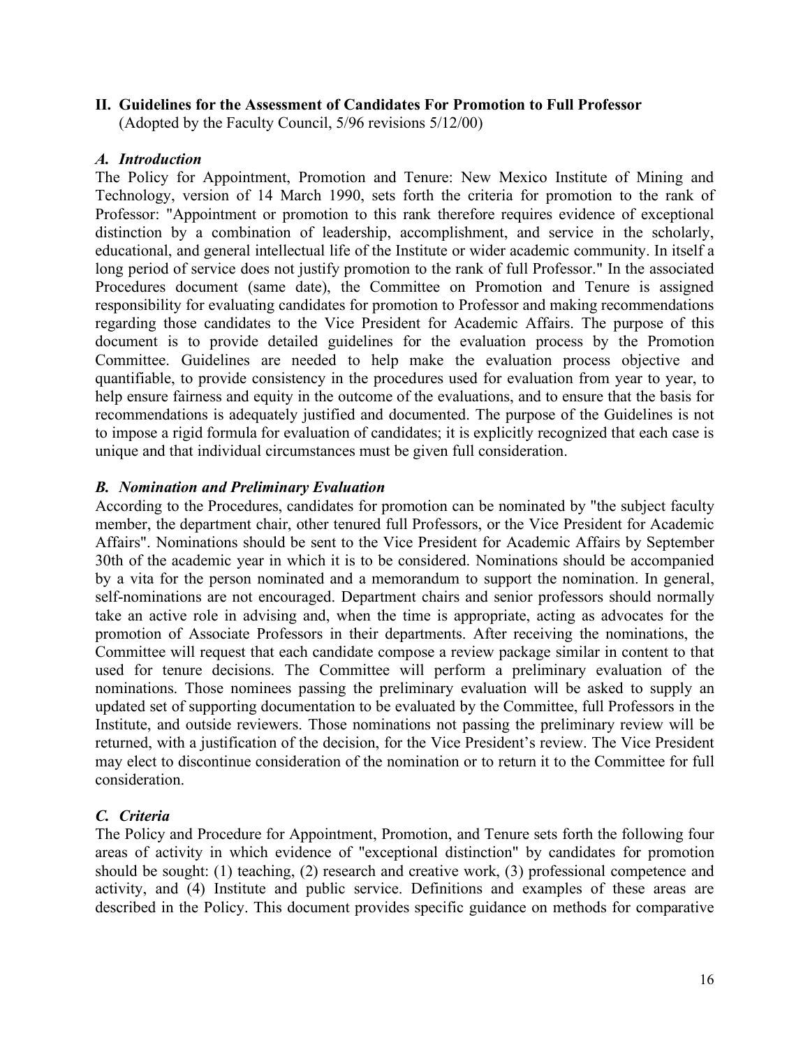## II. Guidelines for the Assessment of Candidates For Promotion to Full Professor

(Adopted by the Faculty Council, 5/96 revisions 5/12/00)

### *A. Introduction*

The Policy for Appointment, Promotion and Tenure: New Mexico Institute of Mining and Technology, version of 14 March 1990, sets forth the criteria for promotion to the rank of Professor: "Appointment or promotion to this rank therefore requires evidence of exceptional distinction by a combination of leadership, accomplishment, and service in the scholarly, educational, and general intellectual life of the Institute or wider academic community. In itself a long period of service does not justify promotion to the rank of full Professor." In the associated Procedures document (same date), the Committee on Promotion and Tenure is assigned responsibility for evaluating candidates for promotion to Professor and making recommendations regarding those candidates to the Vice President for Academic Affairs. The purpose of this document is to provide detailed guidelines for the evaluation process by the Promotion Committee. Guidelines are needed to help make the evaluation process objective and quantifiable, to provide consistency in the procedures used for evaluation from year to year, to help ensure fairness and equity in the outcome of the evaluations, and to ensure that the basis for recommendations is adequately justified and documented. The purpose of the Guidelines is not to impose a rigid formula for evaluation of candidates; it is explicitly recognized that each case is unique and that individual circumstances must be given full consideration.

### *B. Nomination and Preliminary Evaluation*

According to the Procedures, candidates for promotion can be nominated by "the subject faculty member, the department chair, other tenured full Professors, or the Vice President for Academic Affairs". Nominations should be sent to the Vice President for Academic Affairs by September 30th of the academic year in which it is to be considered. Nominations should be accompanied by a vita for the person nominated and a memorandum to support the nomination. In general, self-nominations are not encouraged. Department chairs and senior professors should normally take an active role in advising and, when the time is appropriate, acting as advocates for the promotion of Associate Professors in their departments. After receiving the nominations, the Committee will request that each candidate compose a review package similar in content to that used for tenure decisions. The Committee will perform a preliminary evaluation of the nominations. Those nominees passing the preliminary evaluation will be asked to supply an updated set of supporting documentation to be evaluated by the Committee, full Professors in the Institute, and outside reviewers. Those nominations not passing the preliminary review will be returned, with a justification of the decision, for the Vice President's review. The Vice President may elect to discontinue consideration of the nomination or to return it to the Committee for full consideration.

### *C. Criteria*

The Policy and Procedure for Appointment, Promotion, and Tenure sets forth the following four areas of activity in which evidence of "exceptional distinction" by candidates for promotion should be sought: (1) teaching, (2) research and creative work, (3) professional competence and activity, and (4) Institute and public service. Definitions and examples of these areas are described in the Policy. This document provides specific guidance on methods for comparative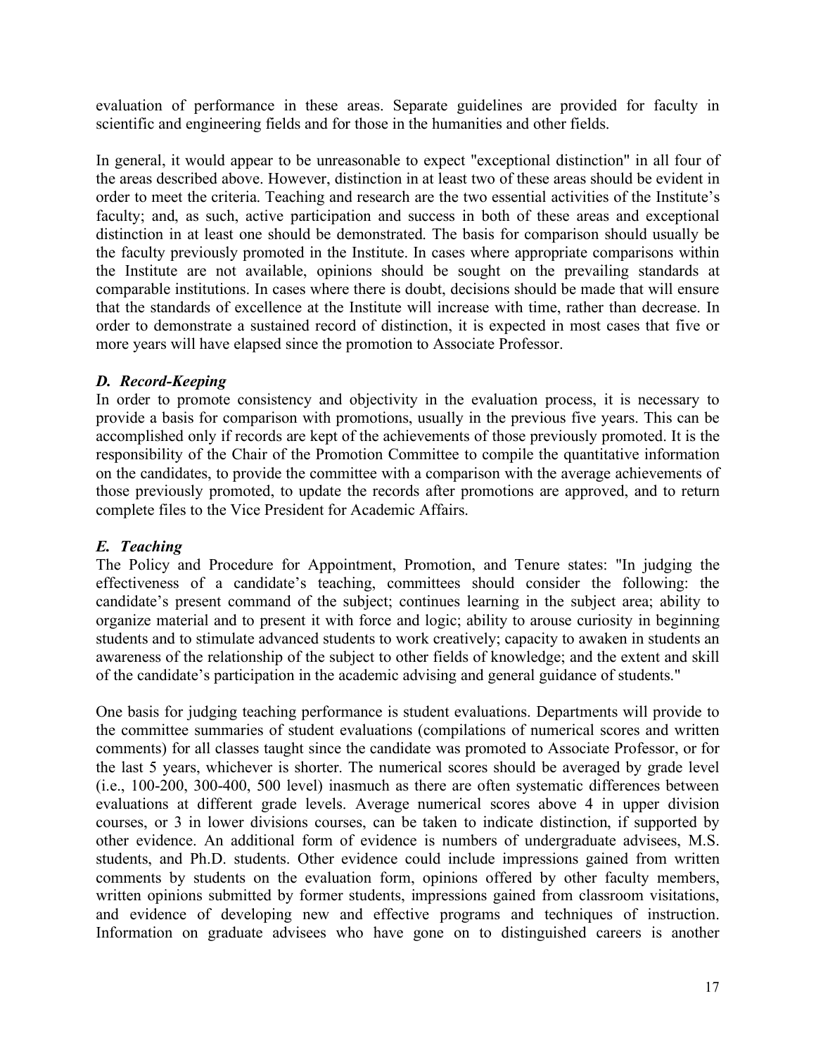evaluation of performance in these areas. Separate guidelines are provided for faculty in scientific and engineering fields and for those in the humanities and other fields.

In general, it would appear to be unreasonable to expect "exceptional distinction" in all four of the areas described above. However, distinction in at least two of these areas should be evident in order to meet the criteria. Teaching and research are the two essential activities of the Institute's faculty; and, as such, active participation and success in both of these areas and exceptional distinction in at least one should be demonstrated. The basis for comparison should usually be the faculty previously promoted in the Institute. In cases where appropriate comparisons within the Institute are not available, opinions should be sought on the prevailing standards at comparable institutions. In cases where there is doubt, decisions should be made that will ensure that the standards of excellence at the Institute will increase with time, rather than decrease. In order to demonstrate a sustained record of distinction, it is expected in most cases that five or more years will have elapsed since the promotion to Associate Professor.

### *D. Record-Keeping*

In order to promote consistency and objectivity in the evaluation process, it is necessary to provide a basis for comparison with promotions, usually in the previous five years. This can be accomplished only if records are kept of the achievements of those previously promoted. It is the responsibility of the Chair of the Promotion Committee to compile the quantitative information on the candidates, to provide the committee with a comparison with the average achievements of those previously promoted, to update the records after promotions are approved, and to return complete files to the Vice President for Academic Affairs.

### *E. Teaching*

The Policy and Procedure for Appointment, Promotion, and Tenure states: "In judging the effectiveness of a candidate's teaching, committees should consider the following: the candidate's present command of the subject; continues learning in the subject area; ability to organize material and to present it with force and logic; ability to arouse curiosity in beginning students and to stimulate advanced students to work creatively; capacity to awaken in students an awareness of the relationship of the subject to other fields of knowledge; and the extent and skill of the candidate's participation in the academic advising and general guidance of students."

One basis for judging teaching performance is student evaluations. Departments will provide to the committee summaries of student evaluations (compilations of numerical scores and written comments) for all classes taught since the candidate was promoted to Associate Professor, or for the last 5 years, whichever is shorter. The numerical scores should be averaged by grade level (i.e., 100-200, 300-400, 500 level) inasmuch as there are often systematic differences between evaluations at different grade levels. Average numerical scores above 4 in upper division courses, or 3 in lower divisions courses, can be taken to indicate distinction, if supported by other evidence. An additional form of evidence is numbers of undergraduate advisees, M.S. students, and Ph.D. students. Other evidence could include impressions gained from written comments by students on the evaluation form, opinions offered by other faculty members, written opinions submitted by former students, impressions gained from classroom visitations, and evidence of developing new and effective programs and techniques of instruction. Information on graduate advisees who have gone on to distinguished careers is another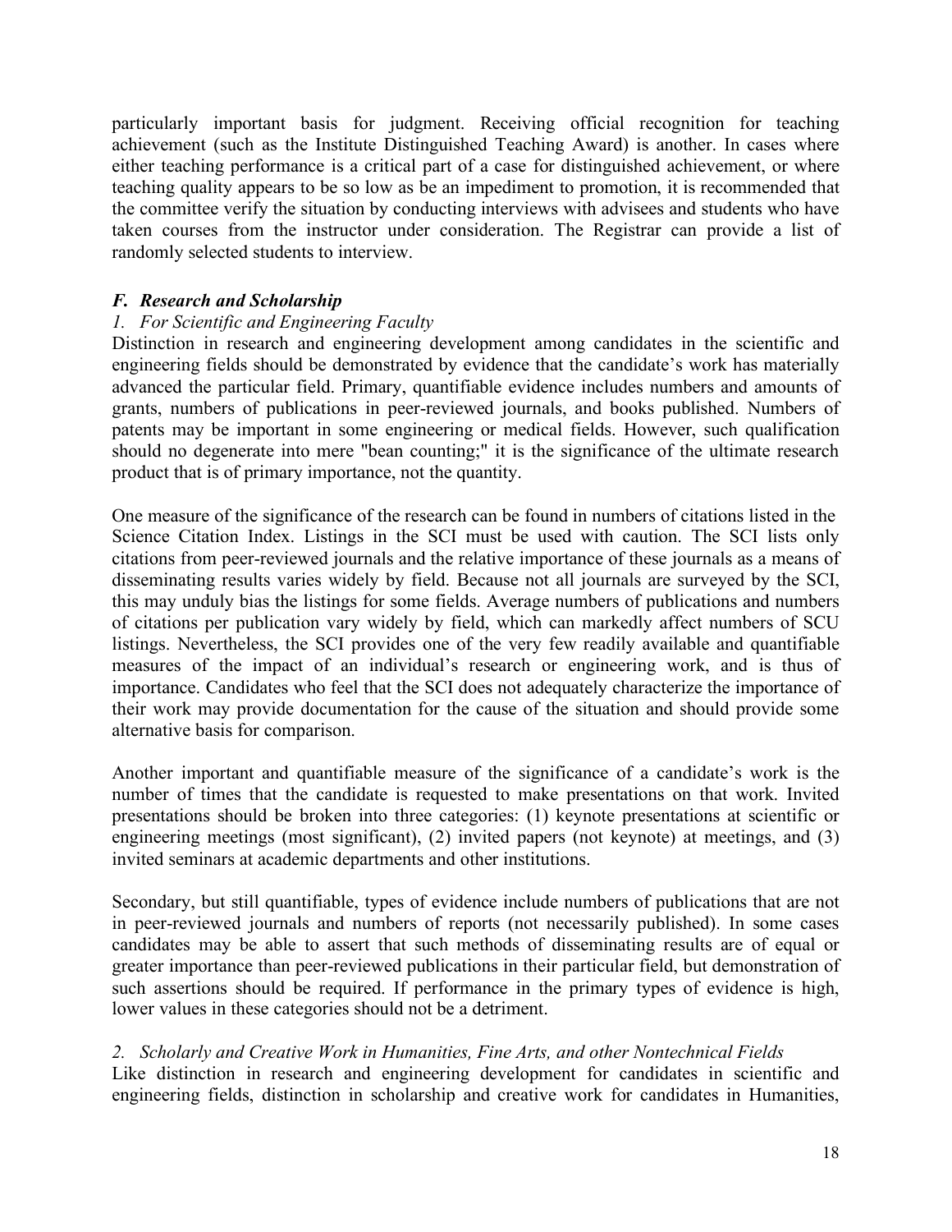particularly important basis for judgment. Receiving official recognition for teaching achievement (such as the Institute Distinguished Teaching Award) is another. In cases where either teaching performance is a critical part of a case for distinguished achievement, or where teaching quality appears to be so low as be an impediment to promotion, it is recommended that the committee verify the situation by conducting interviews with advisees and students who have taken courses from the instructor under consideration. The Registrar can provide a list of randomly selected students to interview.

### *F. Research and Scholarship*

#### *1. For Scientific and Engineering Faculty*

Distinction in research and engineering development among candidates in the scientific and engineering fields should be demonstrated by evidence that the candidate's work has materially advanced the particular field. Primary, quantifiable evidence includes numbers and amounts of grants, numbers of publications in peer-reviewed journals, and books published. Numbers of patents may be important in some engineering or medical fields. However, such qualification should no degenerate into mere "bean counting;" it is the significance of the ultimate research product that is of primary importance, not the quantity.

One measure of the significance of the research can be found in numbers of citations listed in the Science Citation Index. Listings in the SCI must be used with caution. The SCI lists only citations from peer-reviewed journals and the relative importance of these journals as a means of disseminating results varies widely by field. Because not all journals are surveyed by the SCI, this may unduly bias the listings for some fields. Average numbers of publications and numbers of citations per publication vary widely by field, which can markedly affect numbers of SCU listings. Nevertheless, the SCI provides one of the very few readily available and quantifiable measures of the impact of an individual's research or engineering work, and is thus of importance. Candidates who feel that the SCI does not adequately characterize the importance of their work may provide documentation for the cause of the situation and should provide some alternative basis for comparison.

Another important and quantifiable measure of the significance of a candidate's work is the number of times that the candidate is requested to make presentations on that work. Invited presentations should be broken into three categories: (1) keynote presentations at scientific or engineering meetings (most significant), (2) invited papers (not keynote) at meetings, and (3) invited seminars at academic departments and other institutions.

Secondary, but still quantifiable, types of evidence include numbers of publications that are not in peer-reviewed journals and numbers of reports (not necessarily published). In some cases candidates may be able to assert that such methods of disseminating results are of equal or greater importance than peer-reviewed publications in their particular field, but demonstration of such assertions should be required. If performance in the primary types of evidence is high, lower values in these categories should not be a detriment.

#### *2. Scholarly and Creative Work in Humanities, Fine Arts, and other Nontechnical Fields*

Like distinction in research and engineering development for candidates in scientific and engineering fields, distinction in scholarship and creative work for candidates in Humanities,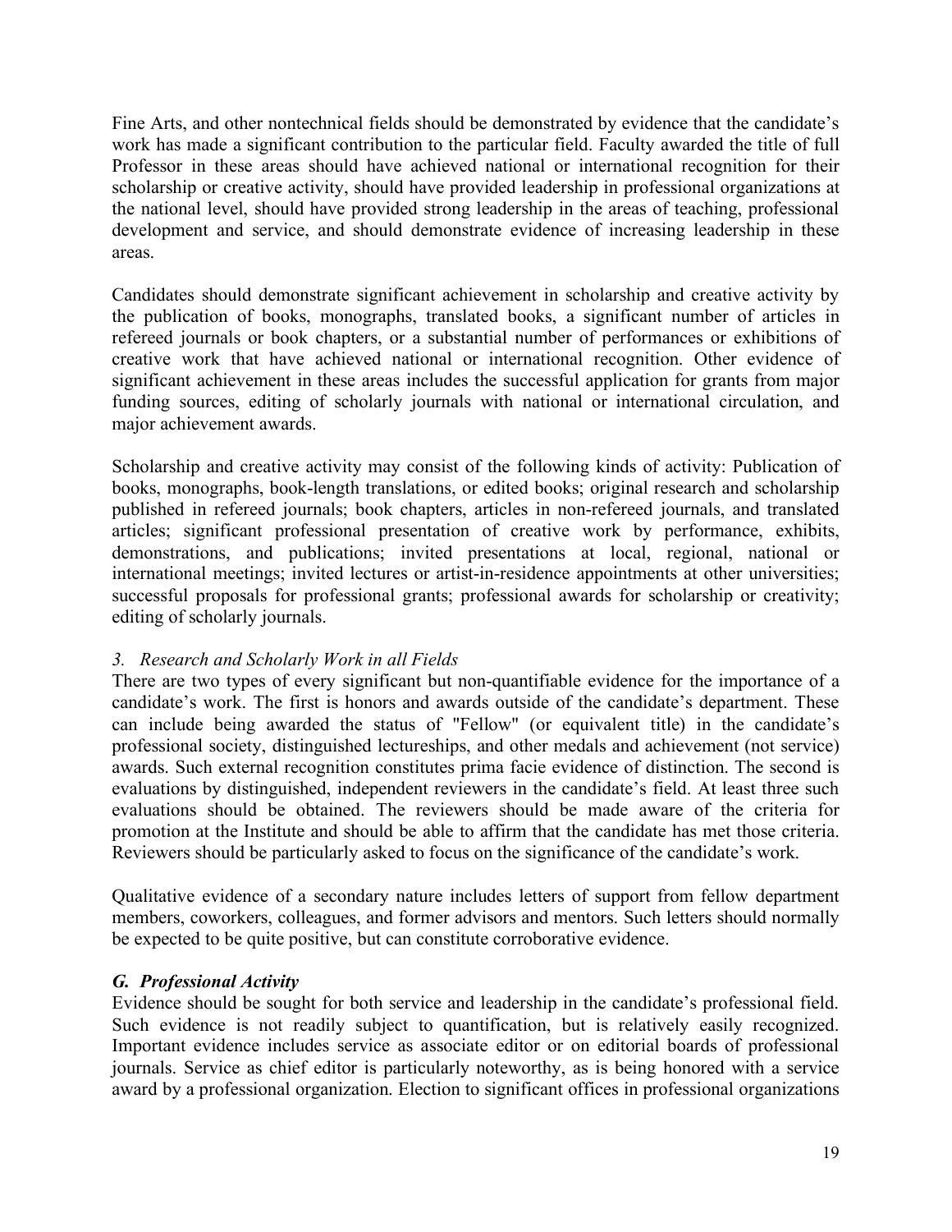Fine Arts, and other nontechnical fields should be demonstrated by evidence that the candidate's work has made a significant contribution to the particular field. Faculty awarded the title of full Professor in these areas should have achieved national or international recognition for their scholarship or creative activity, should have provided leadership in professional organizations at the national level, should have provided strong leadership in the areas of teaching, professional development and service, and should demonstrate evidence of increasing leadership in these areas.

Candidates should demonstrate significant achievement in scholarship and creative activity by the publication of books, monographs, translated books, a significant number of articles in refereed journals or book chapters, or a substantial number of performances or exhibitions of creative work that have achieved national or international recognition. Other evidence of significant achievement in these areas includes the successful application for grants from major funding sources, editing of scholarly journals with national or international circulation, and major achievement awards.

Scholarship and creative activity may consist of the following kinds of activity: Publication of books, monographs, book-length translations, or edited books; original research and scholarship published in refereed journals; book chapters, articles in non-refereed journals, and translated articles; significant professional presentation of creative work by performance, exhibits, demonstrations, and publications; invited presentations at local, regional, national or international meetings; invited lectures or artist-in-residence appointments at other universities; successful proposals for professional grants; professional awards for scholarship or creativity; editing of scholarly journals.

*3. Research and Scholarly Work in all Fields*

There are two types of every significant but non-quantifiable evidence for the importance of a candidate's work. The first is honors and awards outside of the candidate's department. These can include being awarded the status of "Fellow" (or equivalent title) in the candidate's professional society, distinguished lectureships, and other medals and achievement (not service) awards. Such external recognition constitutes prima facie evidence of distinction. The second is evaluations by distinguished, independent reviewers in the candidate's field. At least three such evaluations should be obtained. The reviewers should be made aware of the criteria for promotion at the Institute and should be able to affirm that the candidate has met those criteria. Reviewers should be particularly asked to focus on the significance of the candidate's work.

Qualitative evidence of a secondary nature includes letters of support from fellow department members, coworkers, colleagues, and former advisors and mentors. Such letters should normally be expected to be quite positive, but can constitute corroborative evidence.

### *G. Professional Activity*

Evidence should be sought for both service and leadership in the candidate's professional field. Such evidence is not readily subject to quantification, but is relatively easily recognized. Important evidence includes service as associate editor or on editorial boards of professional journals. Service as chief editor is particularly noteworthy, as is being honored with a service award by a professional organization. Election to significant offices in professional organizations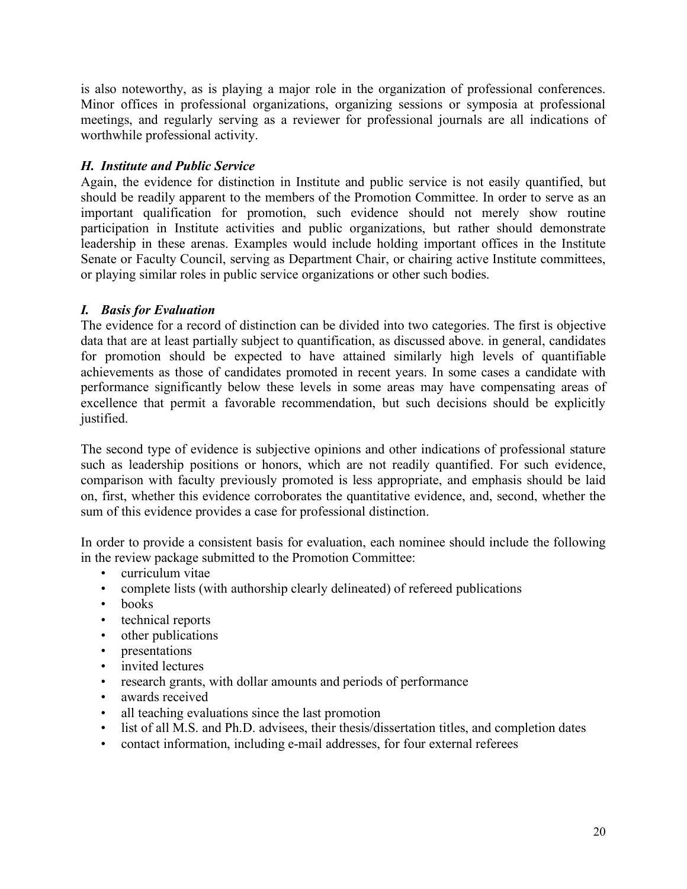is also noteworthy, as is playing a major role in the organization of professional conferences. Minor offices in professional organizations, organizing sessions or symposia at professional meetings, and regularly serving as a reviewer for professional journals are all indications of worthwhile professional activity.

### *H. Institute and Public Service*

Again, the evidence for distinction in Institute and public service is not easily quantified, but should be readily apparent to the members of the Promotion Committee. In order to serve as an important qualification for promotion, such evidence should not merely show routine participation in Institute activities and public organizations, but rather should demonstrate leadership in these arenas. Examples would include holding important offices in the Institute Senate or Faculty Council, serving as Department Chair, or chairing active Institute committees, or playing similar roles in public service organizations or other such bodies.

### *I. Basis for Evaluation*

The evidence for a record of distinction can be divided into two categories. The first is objective data that are at least partially subject to quantification, as discussed above. in general, candidates for promotion should be expected to have attained similarly high levels of quantifiable achievements as those of candidates promoted in recent years. In some cases a candidate with performance significantly below these levels in some areas may have compensating areas of excellence that permit a favorable recommendation, but such decisions should be explicitly justified.

The second type of evidence is subjective opinions and other indications of professional stature such as leadership positions or honors, which are not readily quantified. For such evidence, comparison with faculty previously promoted is less appropriate, and emphasis should be laid on, first, whether this evidence corroborates the quantitative evidence, and, second, whether the sum of this evidence provides a case for professional distinction.

In order to provide a consistent basis for evaluation, each nominee should include the following in the review package submitted to the Promotion Committee:

- curriculum vitae
- complete lists (with authorship clearly delineated) of refereed publications
- books
- technical reports
- other publications
- presentations
- invited lectures
- research grants, with dollar amounts and periods of performance
- awards received
- all teaching evaluations since the last promotion
- list of all M.S. and Ph.D. advisees, their thesis/dissertation titles, and completion dates
- contact information, including e-mail addresses, for four external referees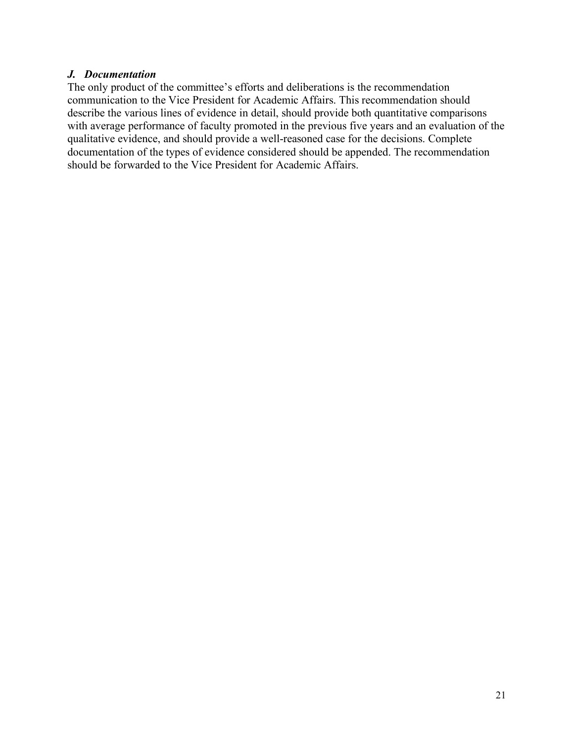### *J. Documentation*

The only product of the committee's efforts and deliberations is the recommendation communication to the Vice President for Academic Affairs. This recommendation should describe the various lines of evidence in detail, should provide both quantitative comparisons with average performance of faculty promoted in the previous five years and an evaluation of the qualitative evidence, and should provide a well-reasoned case for the decisions. Complete documentation of the types of evidence considered should be appended. The recommendation should be forwarded to the Vice President for Academic Affairs.